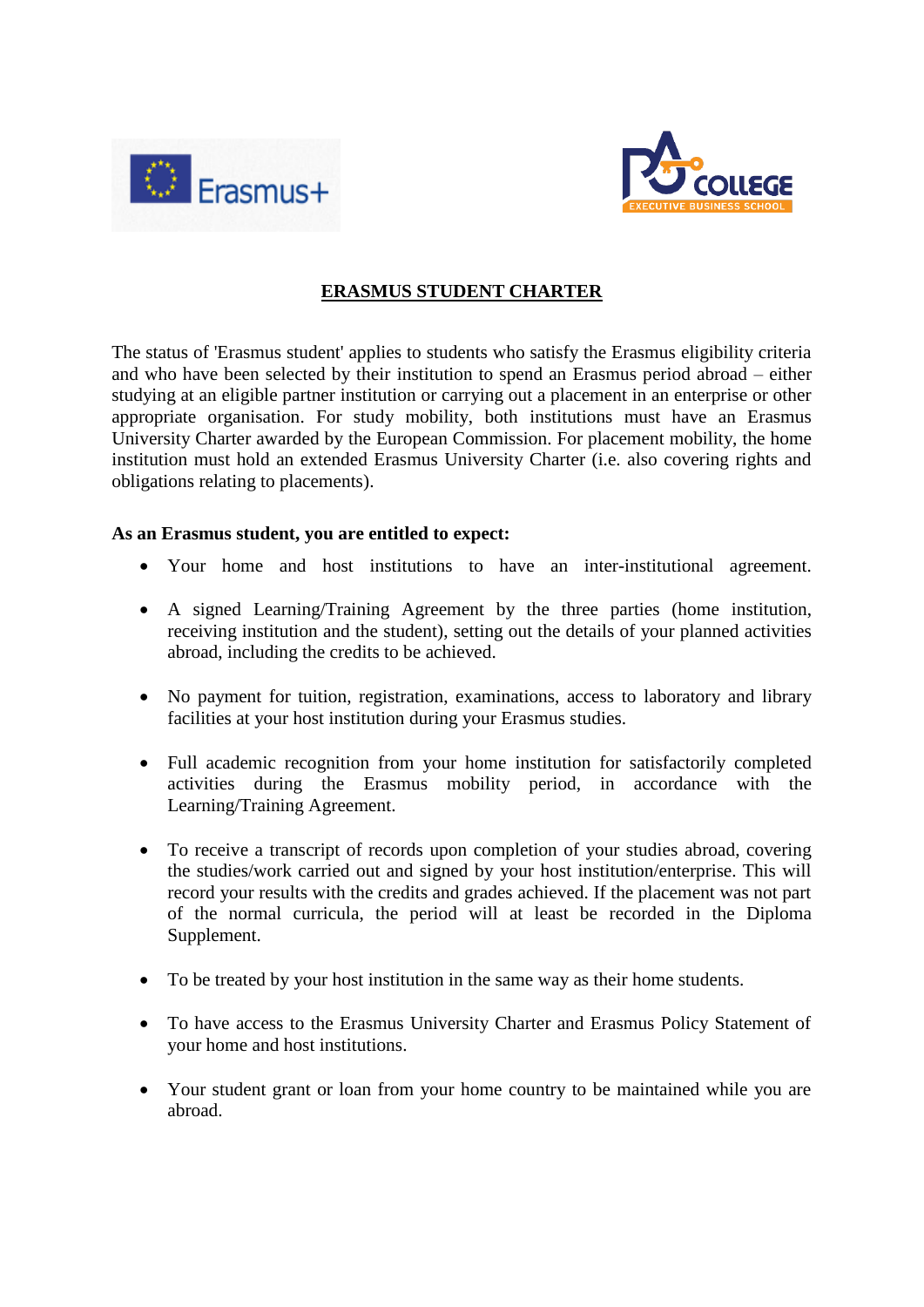# ERASMUS STUDENT CHARTER

The status of 'Erasmus student' applies to students who satisfy the Erasmus eligibility criteria and who have been selected by their institution to spend an Erasmus period abroad – either studying at an eligible partner institution or carrying out a placement in an enterprise or other appropriate organisation. For study mobility, both institutions must have an Erasmus University Charter awarded by the European Commission. For placement mobility, the home institution must hold an extended Erasmus University Charter (i.e. also covering rights and obligations relating to placements).

**As an Erasmus student, you are entitled to expect:**

- Your home and host institutions to have an inter-institutional agreement.
- A signed Learning/Training Agreement by the three parties (home institution, receiving institution and the student), setting out the details of your planned activities abroad, including the credits to be achieved.
- No payment for tuition, registration, examinations, access to laboratory and library facilities at your host institution during your Erasmus studies.
- Full academic recognition from your home institution for satisfactorily completed activities during the Erasmus mobility period, in accordance with the Learning/Training Agreement.
- To receive a transcript of records upon completion of your studies abroad, covering the studies/work carried out and signed by your host institution/enterprise. This will record your results with the credits and grades achieved. If the placement was not part of the normal curricula, the period will at least be recorded in the Diploma Supplement.
- To be treated by your host institution in the same way as their home students.
- To have access to the Erasmus University Charter and Erasmus Policy Statement of your home and host institutions.
- Your student grant or loan from your home country to be maintained while you are abroad.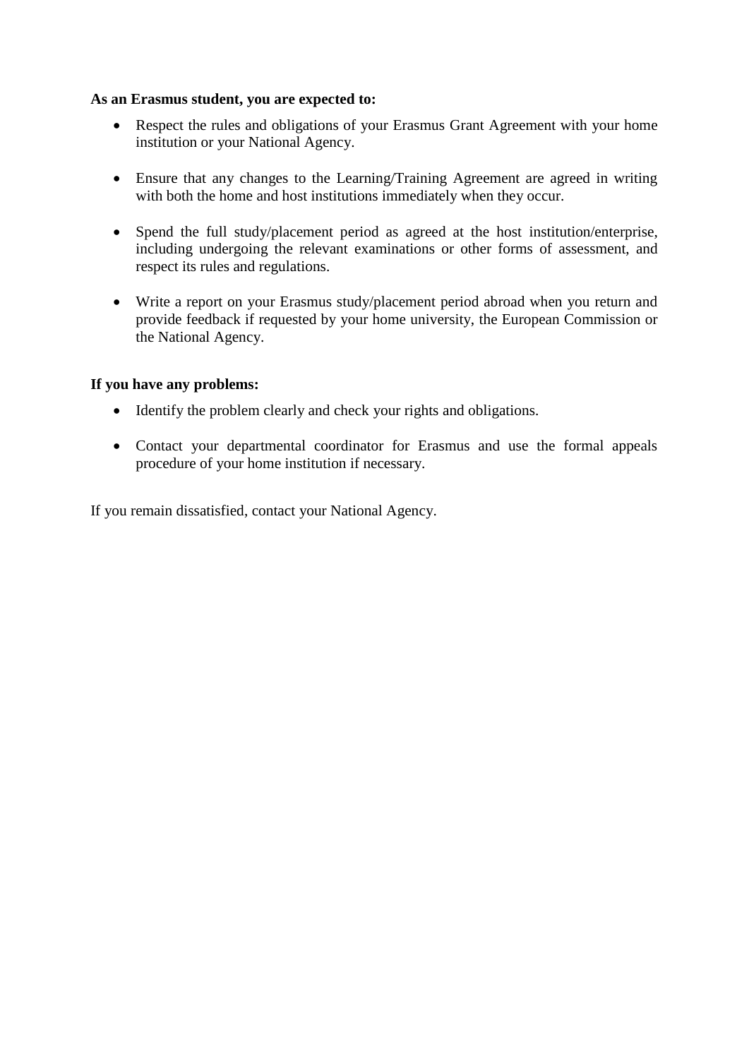**As an Erasmus student, you are expected to:**

- Respect the rules and obligations of your Erasmus Grant Agreement with your home institution or your National Agency.

- Ensure that any changes to the Learning/Training Agreement are agreed in writing with both the home and host institutions immediately when they occur.

- Spend the full study/placement period as agreed at the host institution/enterprise, including undergoing the relevant examinations or other forms of assessment, and respect its rules and regulations.

- Write a report on your Erasmus study/placement period abroad when you return and provide feedback if requested by your home university, the European Commission or the National Agency.

**If you have any problems:**

- Identify the problem clearly and check your rights and obligations.

- Contact your departmental coordinator for Erasmus and use the formal appeals procedure of your home institution if necessary.

If you remain dissatisfied, contact your National Agency.